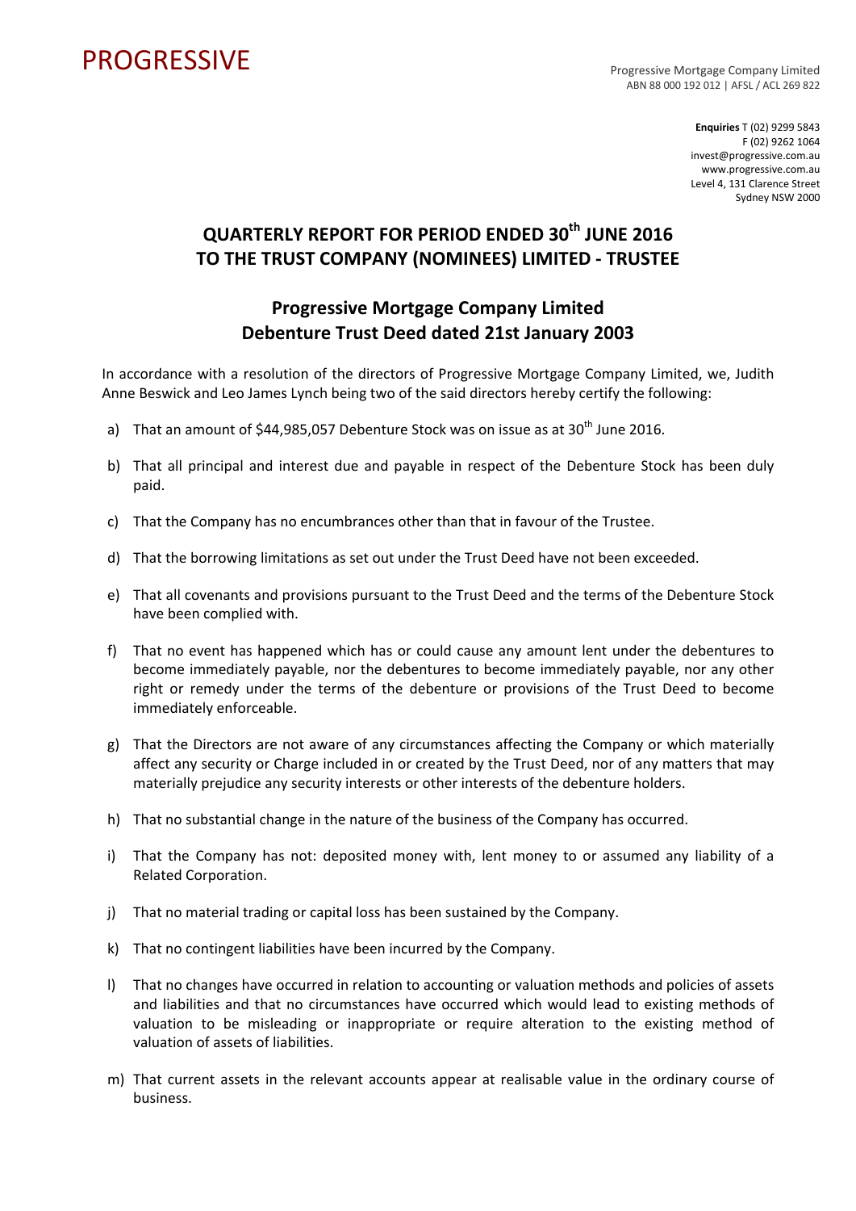PROGRESSIVE

Progressive Mortgage Company Limited
ABN 88 000 192 012 | AFSL / ACL 269 822

**Enquiries** T (02) 9299 5843
F (02) 9262 1064
invest@progressive.com.au
www.progressive.com.au
Level 4, 131 Clarence Street
Sydney NSW 2000

# QUARTERLY REPORT FOR PERIOD ENDED 30th JUNE 2016 TO THE TRUST COMPANY (NOMINEES) LIMITED - TRUSTEE

## Progressive Mortgage Company Limited Debenture Trust Deed dated 21st January 2003

In accordance with a resolution of the directors of Progressive Mortgage Company Limited, we, Judith Anne Beswick and Leo James Lynch being two of the said directors hereby certify the following:

a) That an amount of $44,985,057 Debenture Stock was on issue as at 30th June 2016.

b) That all principal and interest due and payable in respect of the Debenture Stock has been duly paid.

c) That the Company has no encumbrances other than that in favour of the Trustee.

d) That the borrowing limitations as set out under the Trust Deed have not been exceeded.

e) That all covenants and provisions pursuant to the Trust Deed and the terms of the Debenture Stock have been complied with.

f) That no event has happened which has or could cause any amount lent under the debentures to become immediately payable, nor the debentures to become immediately payable, nor any other right or remedy under the terms of the debenture or provisions of the Trust Deed to become immediately enforceable.

g) That the Directors are not aware of any circumstances affecting the Company or which materially affect any security or Charge included in or created by the Trust Deed, nor of any matters that may materially prejudice any security interests or other interests of the debenture holders.

h) That no substantial change in the nature of the business of the Company has occurred.

i) That the Company has not: deposited money with, lent money to or assumed any liability of a Related Corporation.

j) That no material trading or capital loss has been sustained by the Company.

k) That no contingent liabilities have been incurred by the Company.

l) That no changes have occurred in relation to accounting or valuation methods and policies of assets and liabilities and that no circumstances have occurred which would lead to existing methods of valuation to be misleading or inappropriate or require alteration to the existing method of valuation of assets of liabilities.

m) That current assets in the relevant accounts appear at realisable value in the ordinary course of business.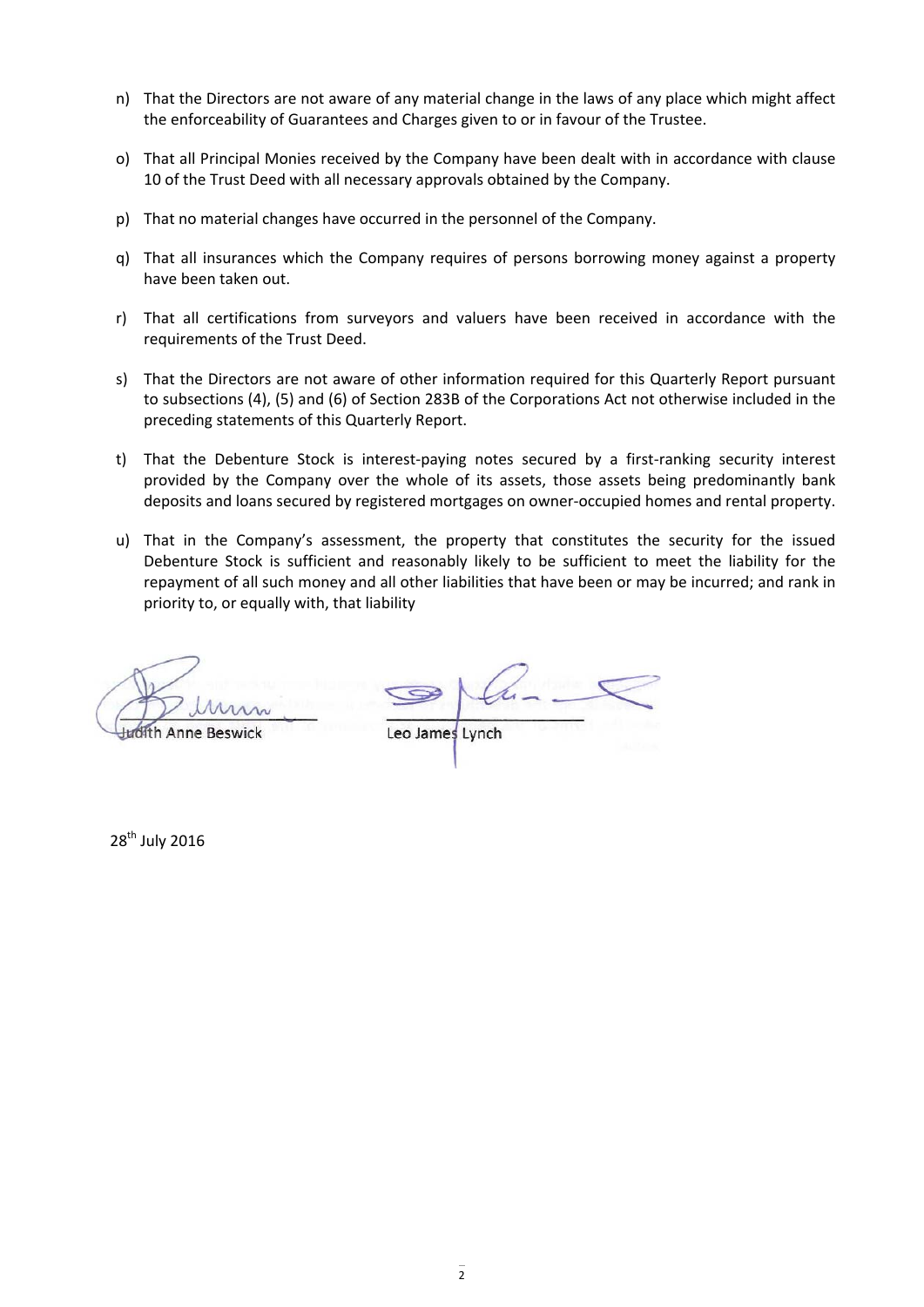n) That the Directors are not aware of any material change in the laws of any place which might affect the enforceability of Guarantees and Charges given to or in favour of the Trustee.

o) That all Principal Monies received by the Company have been dealt with in accordance with clause 10 of the Trust Deed with all necessary approvals obtained by the Company.

p) That no material changes have occurred in the personnel of the Company.

q) That all insurances which the Company requires of persons borrowing money against a property have been taken out.

r) That all certifications from surveyors and valuers have been received in accordance with the requirements of the Trust Deed.

s) That the Directors are not aware of other information required for this Quarterly Report pursuant to subsections (4), (5) and (6) of Section 283B of the Corporations Act not otherwise included in the preceding statements of this Quarterly Report.

t) That the Debenture Stock is interest-paying notes secured by a first-ranking security interest provided by the Company over the whole of its assets, those assets being predominantly bank deposits and loans secured by registered mortgages on owner-occupied homes and rental property.

u) That in the Company's assessment, the property that constitutes the security for the issued Debenture Stock is sufficient and reasonably likely to be sufficient to meet the liability for the repayment of all such money and all other liabilities that have been or may be incurred; and rank in priority to, or equally with, that liability

Judith Anne Beswick

Leo James Lynch

28th July 2016